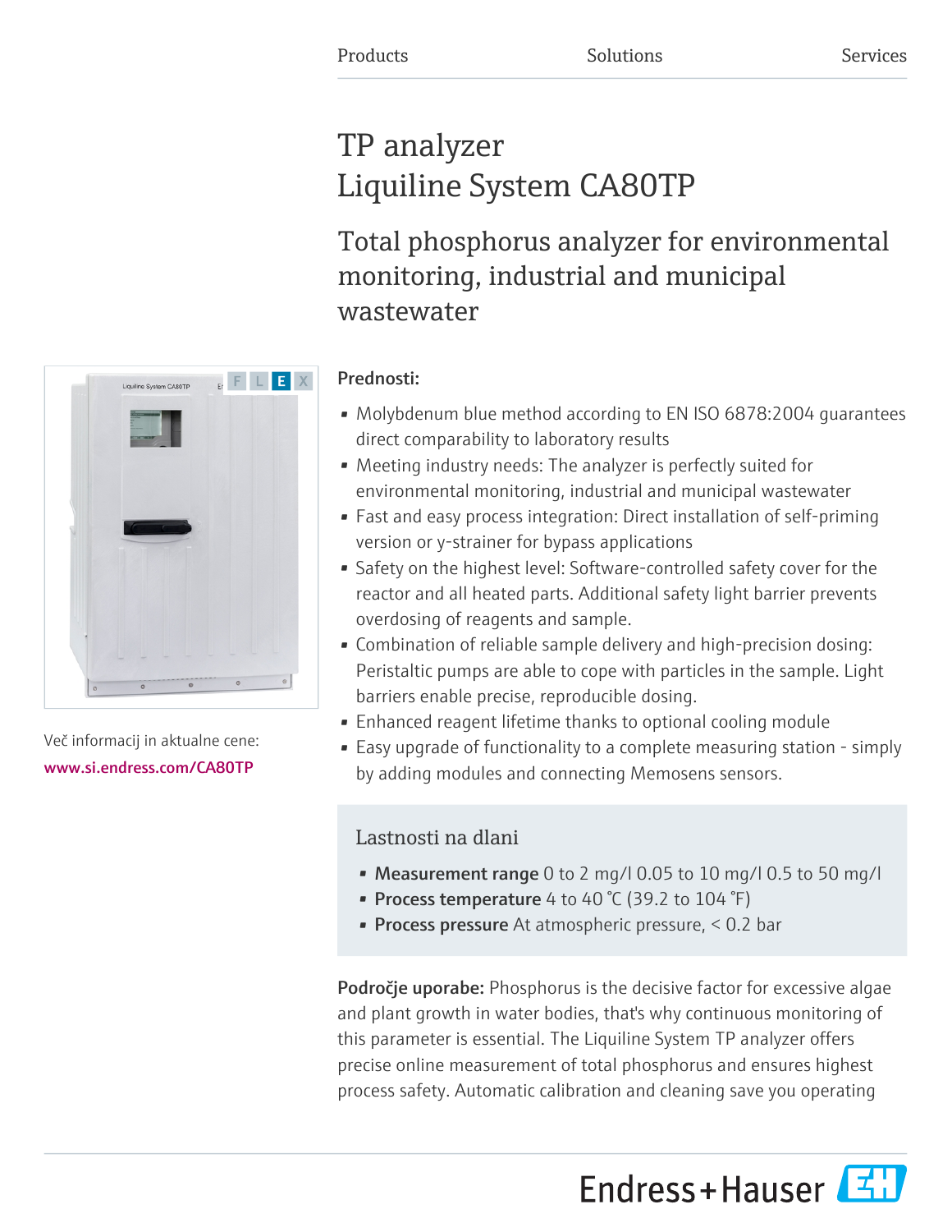Products Solutions Services

# TP analyzer Liquiline System CA80TP

## Total phosphorus analyzer for environmental monitoring, industrial and municipal wastewater

Več informacij in aktualne cene:
www.si.endress.com/CA80TP

**Prednosti:**

- Molybdenum blue method according to EN ISO 6878:2004 guarantees direct comparability to laboratory results
- Meeting industry needs: The analyzer is perfectly suited for environmental monitoring, industrial and municipal wastewater
- Fast and easy process integration: Direct installation of self-priming version or y-strainer for bypass applications
- Safety on the highest level: Software-controlled safety cover for the reactor and all heated parts. Additional safety light barrier prevents overdosing of reagents and sample.
- Combination of reliable sample delivery and high-precision dosing: Peristaltic pumps are able to cope with particles in the sample. Light barriers enable precise, reproducible dosing.
- Enhanced reagent lifetime thanks to optional cooling module
- Easy upgrade of functionality to a complete measuring station - simply by adding modules and connecting Memosens sensors.

### Lastnosti na dlani

- **Measurement range** 0 to 2 mg/l 0.05 to 10 mg/l 0.5 to 50 mg/l
- **Process temperature** 4 to 40 °C (39.2 to 104 °F)
- **Process pressure** At atmospheric pressure, < 0.2 bar

**Področje uporabe:** Phosphorus is the decisive factor for excessive algae and plant growth in water bodies, that's why continuous monitoring of this parameter is essential. The Liquiline System TP analyzer offers precise online measurement of total phosphorus and ensures highest process safety. Automatic calibration and cleaning save you operating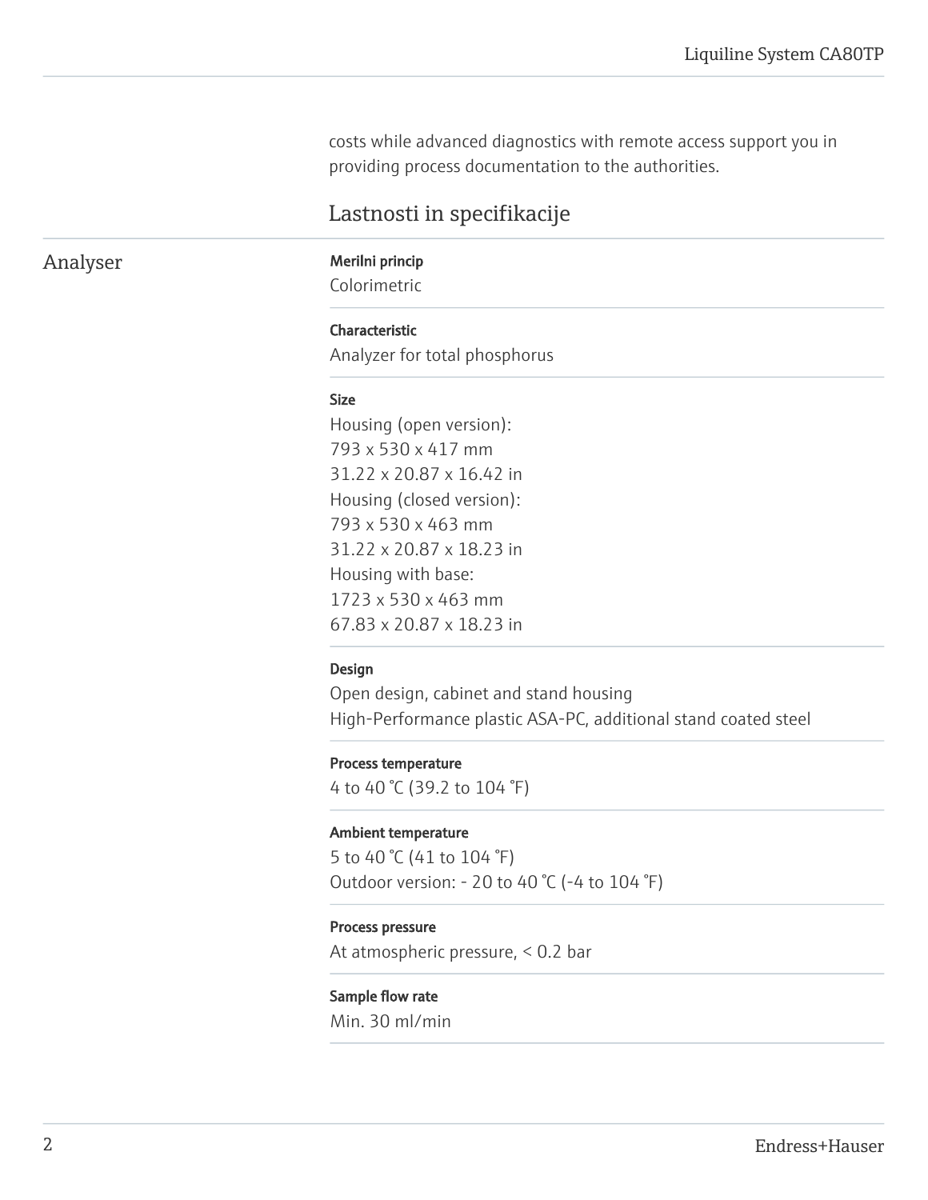costs while advanced diagnostics with remote access support you in providing process documentation to the authorities.

## Lastnosti in specifikacije

### Analyser

**Merilni princip**
Colorimetric

**Characteristic**
Analyzer for total phosphorus

**Size**
Housing (open version):
793 x 530 x 417 mm
31.22 x 20.87 x 16.42 in
Housing (closed version):
793 x 530 x 463 mm
31.22 x 20.87 x 18.23 in
Housing with base:
1723 x 530 x 463 mm
67.83 x 20.87 x 18.23 in

**Design**
Open design, cabinet and stand housing
High-Performance plastic ASA-PC, additional stand coated steel

**Process temperature**
4 to 40 °C (39.2 to 104 °F)

**Ambient temperature**
5 to 40 °C (41 to 104 °F)
Outdoor version: - 20 to 40 °C (-4 to 104 °F)

**Process pressure**
At atmospheric pressure, < 0.2 bar

**Sample flow rate**
Min. 30 ml/min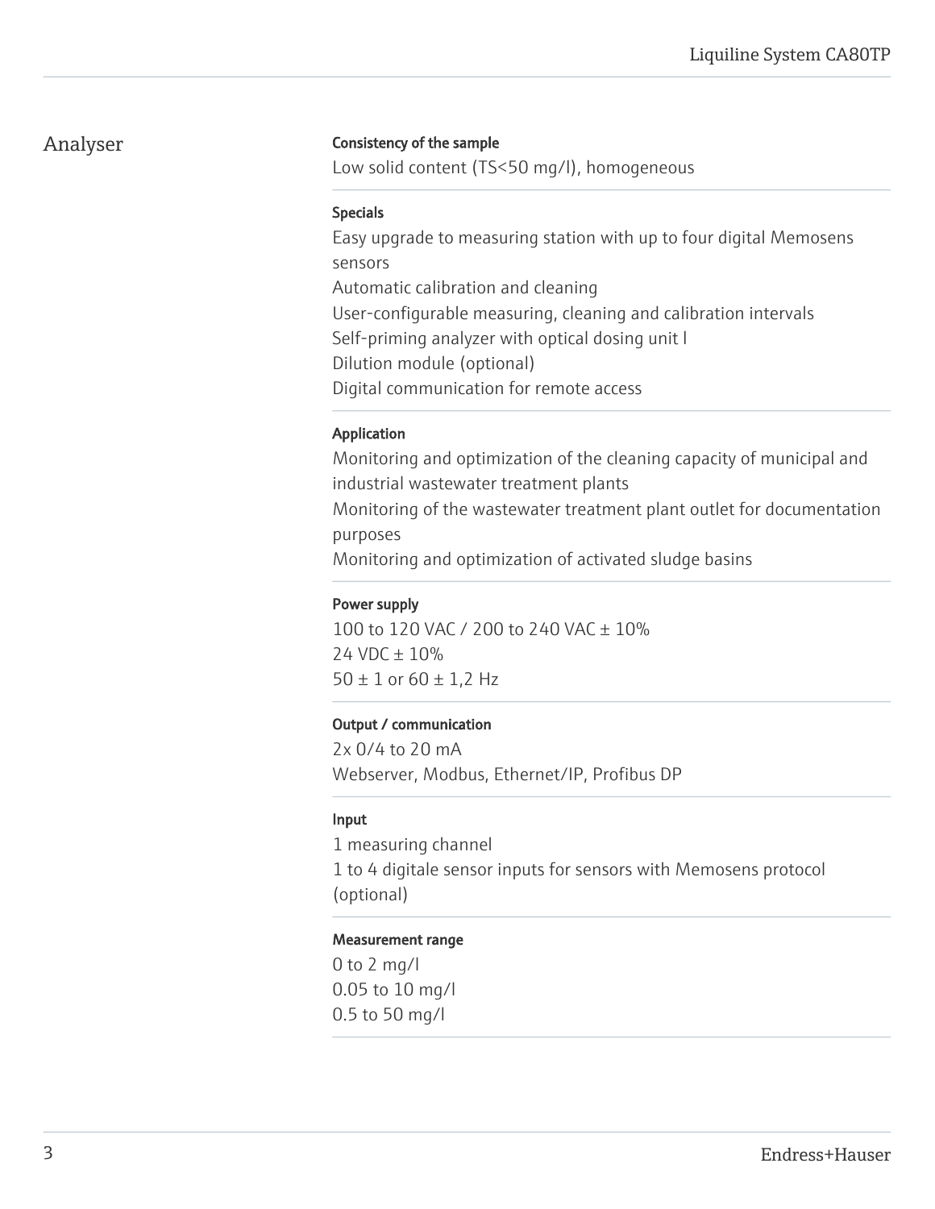## Analyser

### Consistency of the sample

Low solid content (TS<50 mg/l), homogeneous

### Specials

Easy upgrade to measuring station with up to four digital Memosens sensors
Automatic calibration and cleaning
User-configurable measuring, cleaning and calibration intervals
Self-priming analyzer with optical dosing unit l
Dilution module (optional)
Digital communication for remote access

### Application

Monitoring and optimization of the cleaning capacity of municipal and industrial wastewater treatment plants
Monitoring of the wastewater treatment plant outlet for documentation purposes
Monitoring and optimization of activated sludge basins

### Power supply

100 to 120 VAC / 200 to 240 VAC ± 10%
24 VDC ± 10%
50 ± 1 or 60 ± 1,2 Hz

### Output / communication

2x 0/4 to 20 mA
Webserver, Modbus, Ethernet/IP, Profibus DP

### Input

1 measuring channel
1 to 4 digitale sensor inputs for sensors with Memosens protocol (optional)

### Measurement range

0 to 2 mg/l
0.05 to 10 mg/l
0.5 to 50 mg/l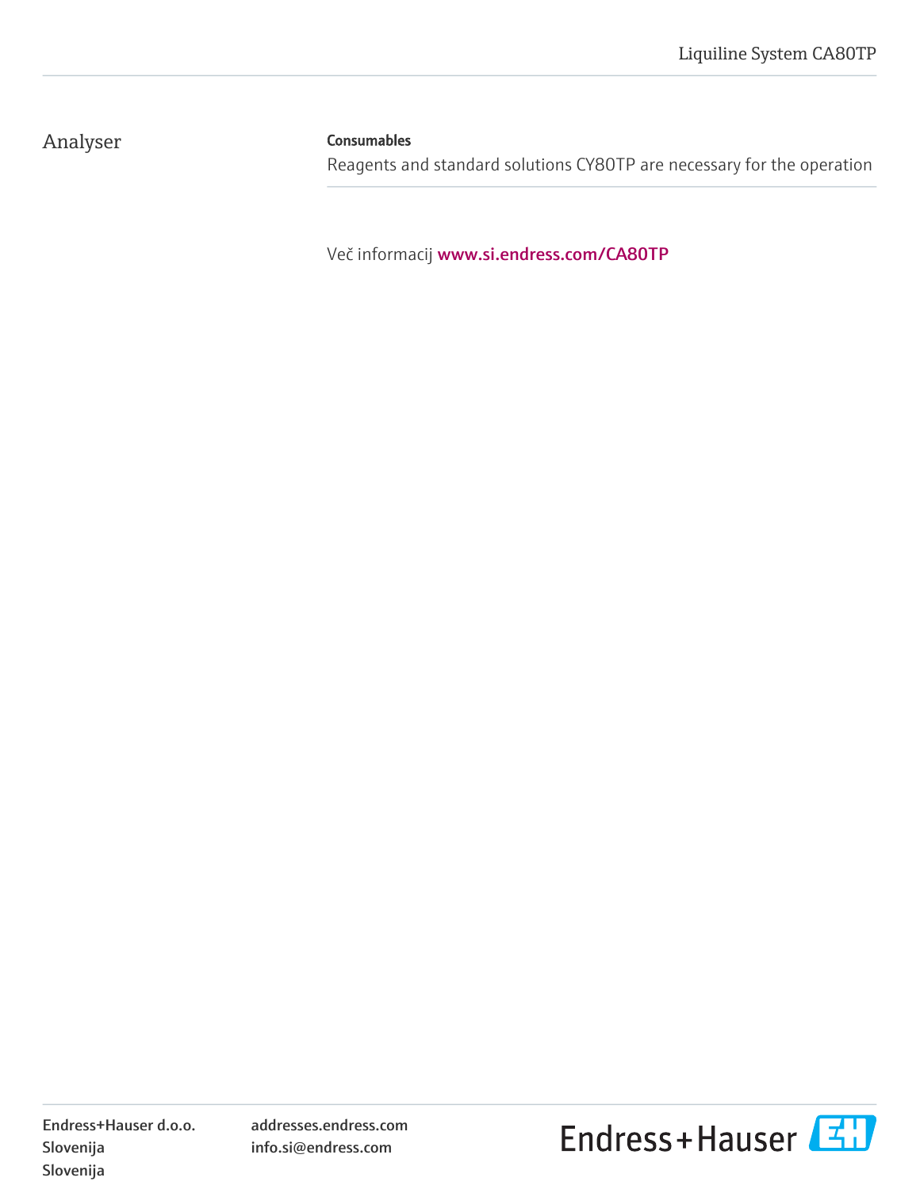## Analyser

**Consumables**

Reagents and standard solutions CY80TP are necessary for the operation

Več informacij **www.si.endress.com/CA80TP**

Endress+Hauser d.o.o.
Slovenija
Slovenija

addresses.endress.com
info.si@endress.com

Endress+Hauser